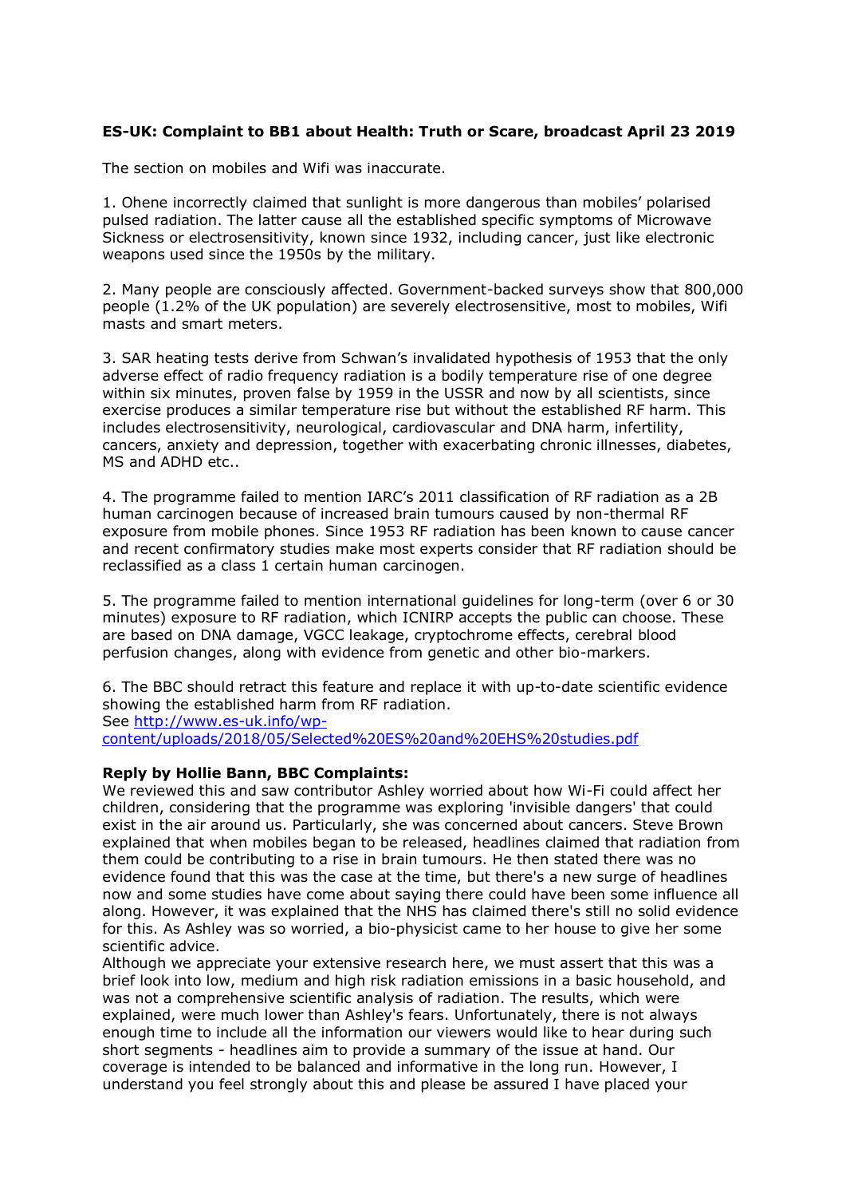**ES-UK: Complaint to BB1 about Health: Truth or Scare, broadcast April 23 2019**

The section on mobiles and Wifi was inaccurate.

1. Ohene incorrectly claimed that sunlight is more dangerous than mobiles' polarised pulsed radiation. The latter cause all the established specific symptoms of Microwave Sickness or electrosensitivity, known since 1932, including cancer, just like electronic weapons used since the 1950s by the military.

2. Many people are consciously affected. Government-backed surveys show that 800,000 people (1.2% of the UK population) are severely electrosensitive, most to mobiles, Wifi masts and smart meters.

3. SAR heating tests derive from Schwan's invalidated hypothesis of 1953 that the only adverse effect of radio frequency radiation is a bodily temperature rise of one degree within six minutes, proven false by 1959 in the USSR and now by all scientists, since exercise produces a similar temperature rise but without the established RF harm. This includes electrosensitivity, neurological, cardiovascular and DNA harm, infertility, cancers, anxiety and depression, together with exacerbating chronic illnesses, diabetes, MS and ADHD etc..

4. The programme failed to mention IARC's 2011 classification of RF radiation as a 2B human carcinogen because of increased brain tumours caused by non-thermal RF exposure from mobile phones. Since 1953 RF radiation has been known to cause cancer and recent confirmatory studies make most experts consider that RF radiation should be reclassified as a class 1 certain human carcinogen.

5. The programme failed to mention international guidelines for long-term (over 6 or 30 minutes) exposure to RF radiation, which ICNIRP accepts the public can choose. These are based on DNA damage, VGCC leakage, cryptochrome effects, cerebral blood perfusion changes, along with evidence from genetic and other bio-markers.

6. The BBC should retract this feature and replace it with up-to-date scientific evidence showing the established harm from RF radiation.
See http://www.es-uk.info/wp-content/uploads/2018/05/Selected%20ES%20and%20EHS%20studies.pdf

**Reply by Hollie Bann, BBC Complaints:**
We reviewed this and saw contributor Ashley worried about how Wi-Fi could affect her children, considering that the programme was exploring 'invisible dangers' that could exist in the air around us. Particularly, she was concerned about cancers. Steve Brown explained that when mobiles began to be released, headlines claimed that radiation from them could be contributing to a rise in brain tumours. He then stated there was no evidence found that this was the case at the time, but there's a new surge of headlines now and some studies have come about saying there could have been some influence all along. However, it was explained that the NHS has claimed there's still no solid evidence for this. As Ashley was so worried, a bio-physicist came to her house to give her some scientific advice.
Although we appreciate your extensive research here, we must assert that this was a brief look into low, medium and high risk radiation emissions in a basic household, and was not a comprehensive scientific analysis of radiation. The results, which were explained, were much lower than Ashley's fears. Unfortunately, there is not always enough time to include all the information our viewers would like to hear during such short segments - headlines aim to provide a summary of the issue at hand. Our coverage is intended to be balanced and informative in the long run. However, I understand you feel strongly about this and please be assured I have placed your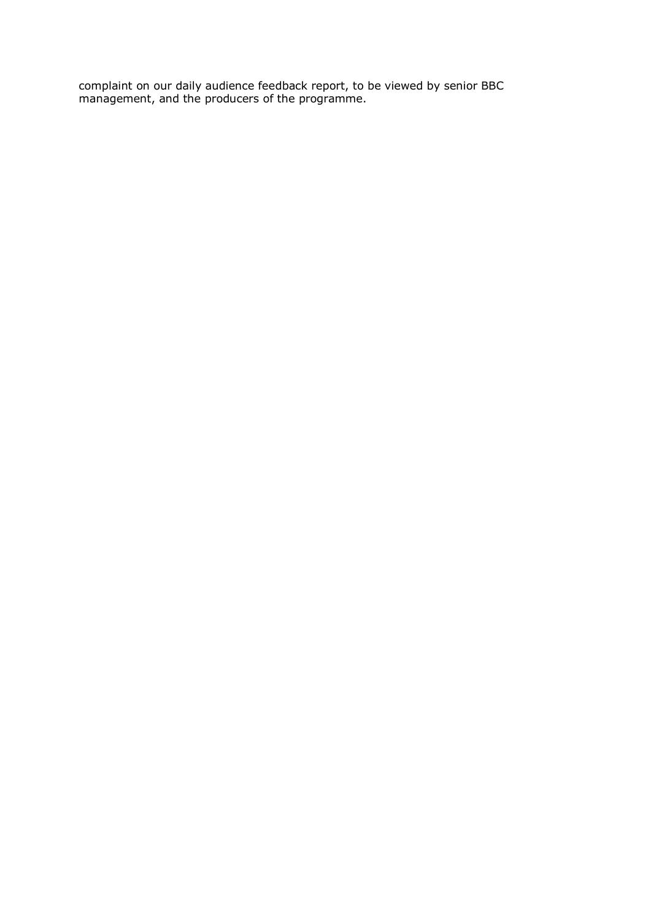complaint on our daily audience feedback report, to be viewed by senior BBC management, and the producers of the programme.